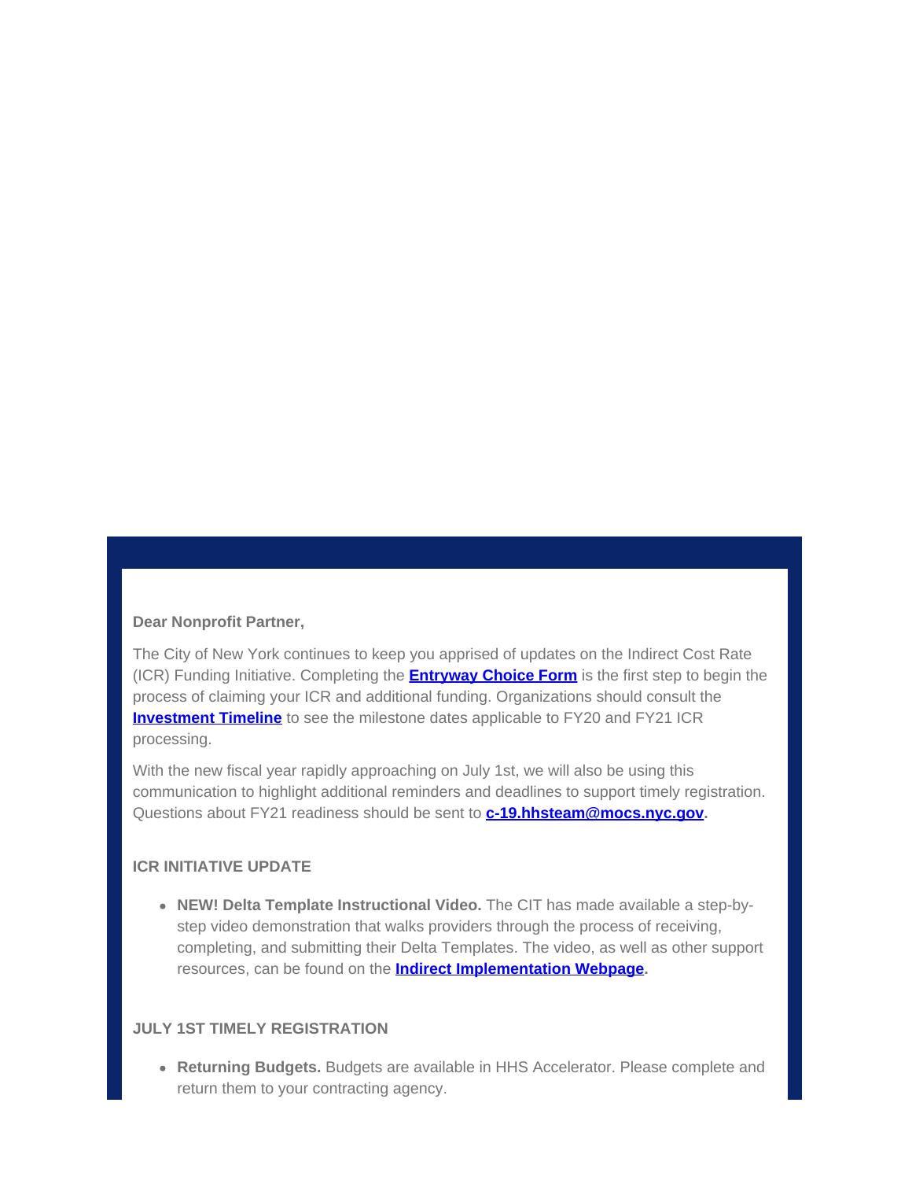**Dear Nonprofit Partner,**

The City of New York continues to keep you apprised of updates on the Indirect Cost Rate (ICR) Funding Initiative. Completing the **Entryway Choice Form** is the first step to begin the process of claiming your ICR and additional funding. Organizations should consult the **Investment Timeline** to see the milestone dates applicable to FY20 and FY21 ICR processing.

With the new fiscal year rapidly approaching on July 1st, we will also be using this communication to highlight additional reminders and deadlines to support timely registration. Questions about FY21 readiness should be sent to **c-19.hhsteam@mocs.nyc.gov.**

**ICR INITIATIVE UPDATE**

- **NEW! Delta Template Instructional Video.** The CIT has made available a step-by-step video demonstration that walks providers through the process of receiving, completing, and submitting their Delta Templates. The video, as well as other support resources, can be found on the **Indirect Implementation Webpage.**

**JULY 1ST TIMELY REGISTRATION**

- **Returning Budgets.** Budgets are available in HHS Accelerator. Please complete and return them to your contracting agency.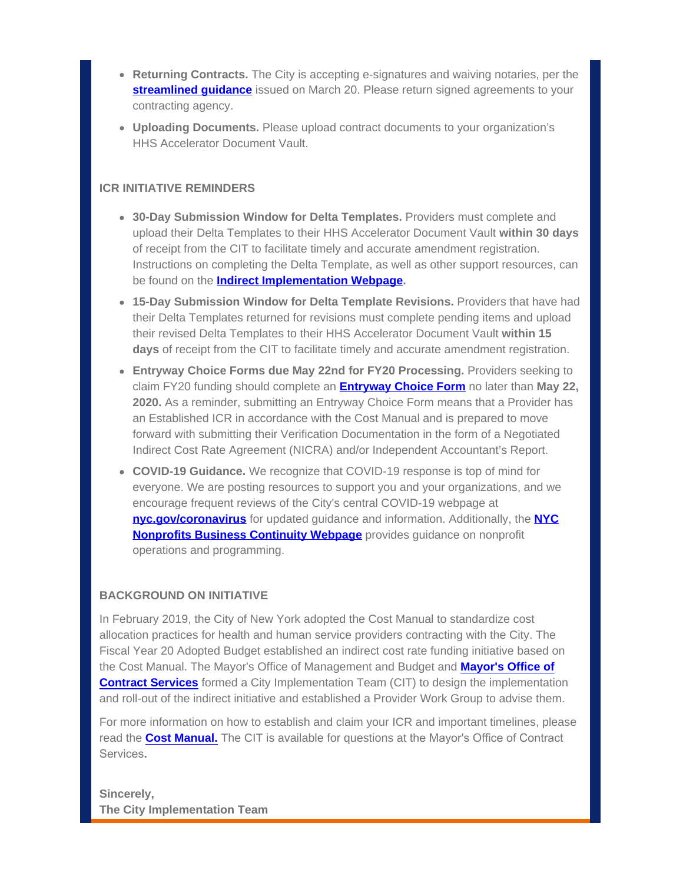- **Returning Contracts.** The City is accepting e-signatures and waiving notaries, per the **streamlined guidance** issued on March 20. Please return signed agreements to your contracting agency.
- **Uploading Documents.** Please upload contract documents to your organization's HHS Accelerator Document Vault.

**ICR INITIATIVE REMINDERS**

- **30-Day Submission Window for Delta Templates.** Providers must complete and upload their Delta Templates to their HHS Accelerator Document Vault **within 30 days** of receipt from the CIT to facilitate timely and accurate amendment registration. Instructions on completing the Delta Template, as well as other support resources, can be found on the **Indirect Implementation Webpage**.
- **15-Day Submission Window for Delta Template Revisions.** Providers that have had their Delta Templates returned for revisions must complete pending items and upload their revised Delta Templates to their HHS Accelerator Document Vault **within 15 days** of receipt from the CIT to facilitate timely and accurate amendment registration.
- **Entryway Choice Forms due May 22nd for FY20 Processing.** Providers seeking to claim FY20 funding should complete an **Entryway Choice Form** no later than **May 22, 2020.** As a reminder, submitting an Entryway Choice Form means that a Provider has an Established ICR in accordance with the Cost Manual and is prepared to move forward with submitting their Verification Documentation in the form of a Negotiated Indirect Cost Rate Agreement (NICRA) and/or Independent Accountant's Report.
- **COVID-19 Guidance.** We recognize that COVID-19 response is top of mind for everyone. We are posting resources to support you and your organizations, and we encourage frequent reviews of the City's central COVID-19 webpage at **nyc.gov/coronavirus** for updated guidance and information. Additionally, the **NYC Nonprofits Business Continuity Webpage** provides guidance on nonprofit operations and programming.

**BACKGROUND ON INITIATIVE**

In February 2019, the City of New York adopted the Cost Manual to standardize cost allocation practices for health and human service providers contracting with the City. The Fiscal Year 20 Adopted Budget established an indirect cost rate funding initiative based on the Cost Manual. The Mayor's Office of Management and Budget and **Mayor's Office of Contract Services** formed a City Implementation Team (CIT) to design the implementation and roll-out of the indirect initiative and established a Provider Work Group to advise them.

For more information on how to establish and claim your ICR and important timelines, please read the **Cost Manual.** The CIT is available for questions at the Mayor's Office of Contract Services.

**Sincerely,**
**The City Implementation Team**